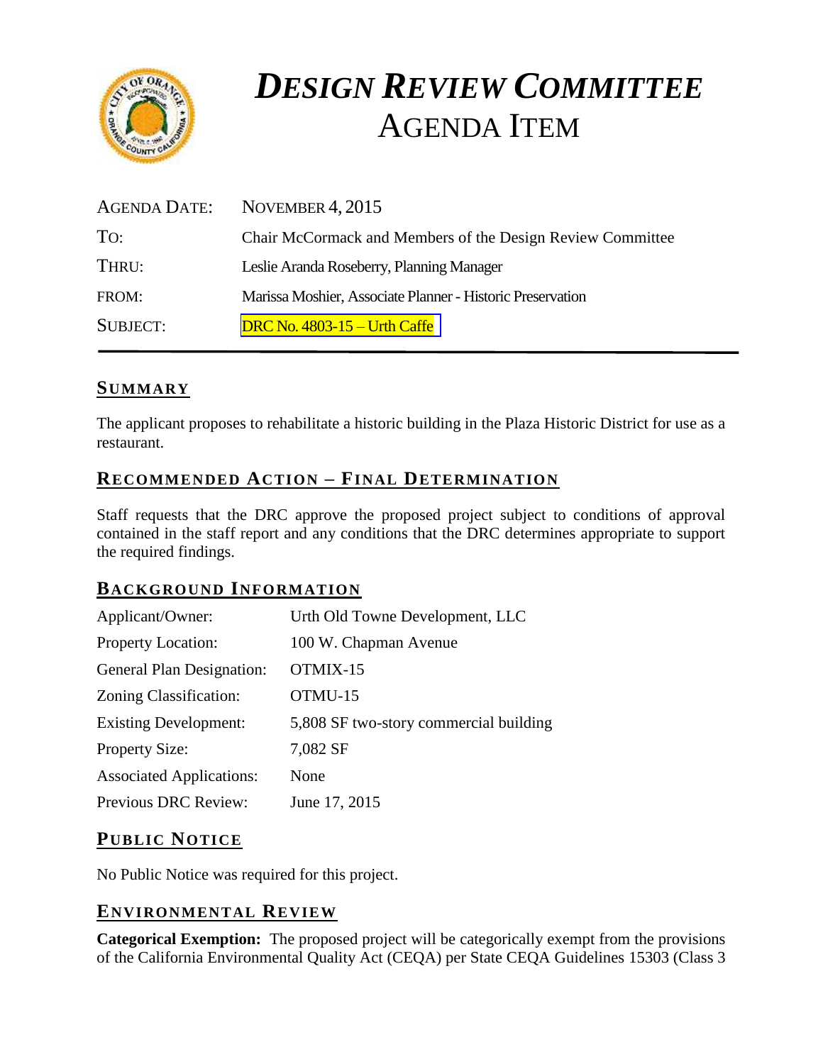# *DESIGN REVIEW COMMITTEE*
# AGENDA ITEM

| | |
|---|---|
| AGENDA DATE: | NOVEMBER 4, 2015 |
| TO: | Chair McCormack and Members of the Design Review Committee |
| THRU: | Leslie Aranda Roseberry, Planning Manager |
| FROM: | Marissa Moshier, Associate Planner - Historic Preservation |
| SUBJECT: | DRC No. 4803-15 – Urth Caffe |

## SUMMARY

The applicant proposes to rehabilitate a historic building in the Plaza Historic District for use as a restaurant.

## RECOMMENDED ACTION – FINAL DETERMINATION

Staff requests that the DRC approve the proposed project subject to conditions of approval contained in the staff report and any conditions that the DRC determines appropriate to support the required findings.

## BACKGROUND INFORMATION

| | |
|---|---|
| Applicant/Owner: | Urth Old Towne Development, LLC |
| Property Location: | 100 W. Chapman Avenue |
| General Plan Designation: | OTMIX-15 |
| Zoning Classification: | OTMU-15 |
| Existing Development: | 5,808 SF two-story commercial building |
| Property Size: | 7,082 SF |
| Associated Applications: | None |
| Previous DRC Review: | June 17, 2015 |

## PUBLIC NOTICE

No Public Notice was required for this project.

## ENVIRONMENTAL REVIEW

**Categorical Exemption:** The proposed project will be categorically exempt from the provisions of the California Environmental Quality Act (CEQA) per State CEQA Guidelines 15303 (Class 3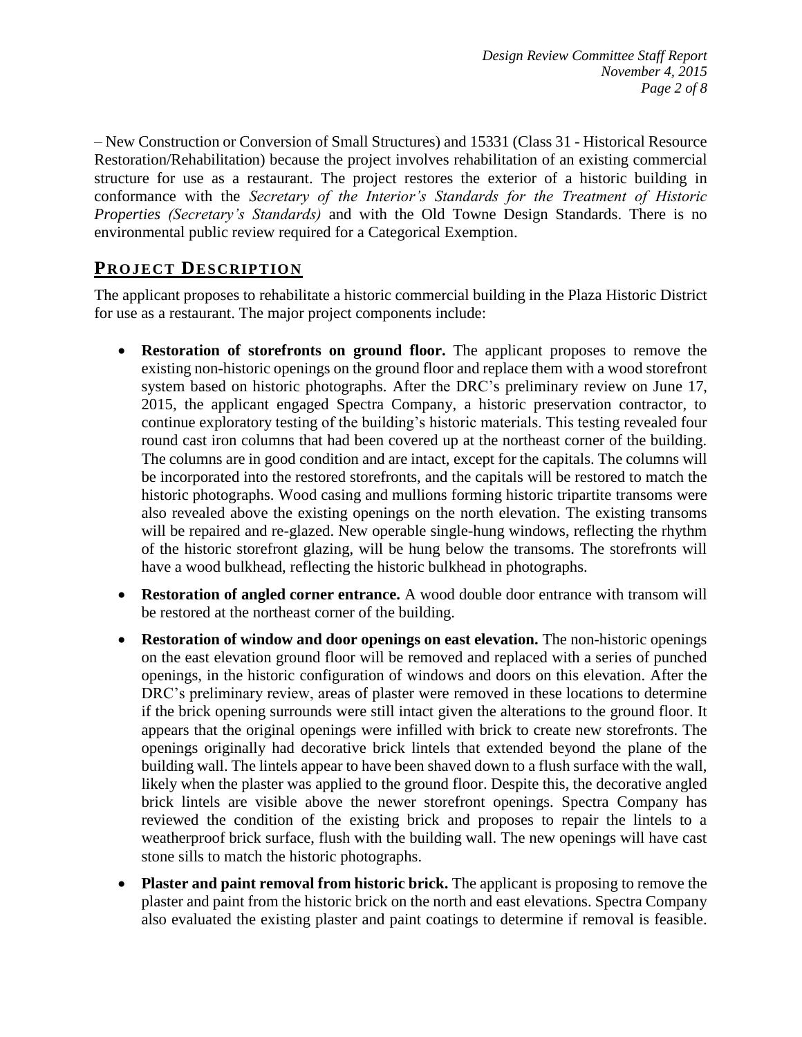– New Construction or Conversion of Small Structures) and 15331 (Class 31 - Historical Resource Restoration/Rehabilitation) because the project involves rehabilitation of an existing commercial structure for use as a restaurant. The project restores the exterior of a historic building in conformance with the *Secretary of the Interior's Standards for the Treatment of Historic Properties (Secretary's Standards)* and with the Old Towne Design Standards. There is no environmental public review required for a Categorical Exemption.

## PROJECT DESCRIPTION

The applicant proposes to rehabilitate a historic commercial building in the Plaza Historic District for use as a restaurant. The major project components include:

- **Restoration of storefronts on ground floor.** The applicant proposes to remove the existing non-historic openings on the ground floor and replace them with a wood storefront system based on historic photographs. After the DRC's preliminary review on June 17, 2015, the applicant engaged Spectra Company, a historic preservation contractor, to continue exploratory testing of the building's historic materials. This testing revealed four round cast iron columns that had been covered up at the northeast corner of the building. The columns are in good condition and are intact, except for the capitals. The columns will be incorporated into the restored storefronts, and the capitals will be restored to match the historic photographs. Wood casing and mullions forming historic tripartite transoms were also revealed above the existing openings on the north elevation. The existing transoms will be repaired and re-glazed. New operable single-hung windows, reflecting the rhythm of the historic storefront glazing, will be hung below the transoms. The storefronts will have a wood bulkhead, reflecting the historic bulkhead in photographs.
- **Restoration of angled corner entrance.** A wood double door entrance with transom will be restored at the northeast corner of the building.
- **Restoration of window and door openings on east elevation.** The non-historic openings on the east elevation ground floor will be removed and replaced with a series of punched openings, in the historic configuration of windows and doors on this elevation. After the DRC's preliminary review, areas of plaster were removed in these locations to determine if the brick opening surrounds were still intact given the alterations to the ground floor. It appears that the original openings were infilled with brick to create new storefronts. The openings originally had decorative brick lintels that extended beyond the plane of the building wall. The lintels appear to have been shaved down to a flush surface with the wall, likely when the plaster was applied to the ground floor. Despite this, the decorative angled brick lintels are visible above the newer storefront openings. Spectra Company has reviewed the condition of the existing brick and proposes to repair the lintels to a weatherproof brick surface, flush with the building wall. The new openings will have cast stone sills to match the historic photographs.
- **Plaster and paint removal from historic brick.** The applicant is proposing to remove the plaster and paint from the historic brick on the north and east elevations. Spectra Company also evaluated the existing plaster and paint coatings to determine if removal is feasible.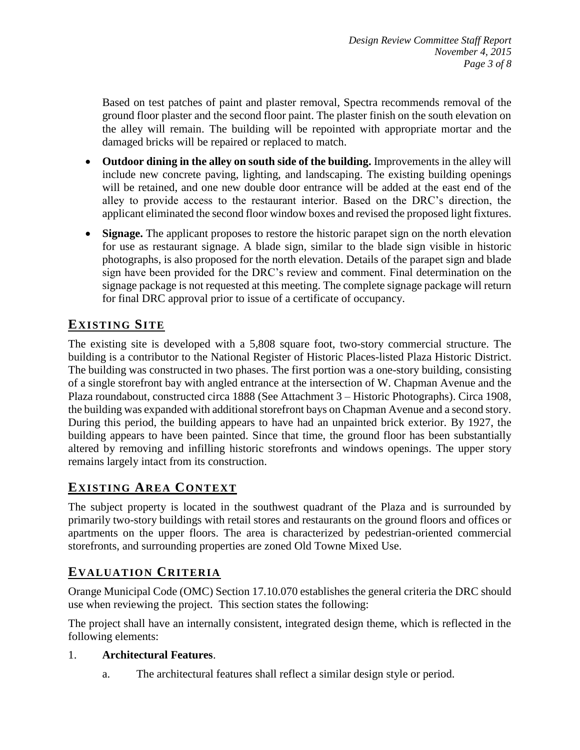Based on test patches of paint and plaster removal, Spectra recommends removal of the ground floor plaster and the second floor paint. The plaster finish on the south elevation on the alley will remain. The building will be repointed with appropriate mortar and the damaged bricks will be repaired or replaced to match.

- **Outdoor dining in the alley on south side of the building.** Improvements in the alley will include new concrete paving, lighting, and landscaping. The existing building openings will be retained, and one new double door entrance will be added at the east end of the alley to provide access to the restaurant interior. Based on the DRC's direction, the applicant eliminated the second floor window boxes and revised the proposed light fixtures.
- **Signage.** The applicant proposes to restore the historic parapet sign on the north elevation for use as restaurant signage. A blade sign, similar to the blade sign visible in historic photographs, is also proposed for the north elevation. Details of the parapet sign and blade sign have been provided for the DRC's review and comment. Final determination on the signage package is not requested at this meeting. The complete signage package will return for final DRC approval prior to issue of a certificate of occupancy.

## EXISTING SITE

The existing site is developed with a 5,808 square foot, two-story commercial structure. The building is a contributor to the National Register of Historic Places-listed Plaza Historic District. The building was constructed in two phases. The first portion was a one-story building, consisting of a single storefront bay with angled entrance at the intersection of W. Chapman Avenue and the Plaza roundabout, constructed circa 1888 (See Attachment 3 – Historic Photographs). Circa 1908, the building was expanded with additional storefront bays on Chapman Avenue and a second story. During this period, the building appears to have had an unpainted brick exterior. By 1927, the building appears to have been painted. Since that time, the ground floor has been substantially altered by removing and infilling historic storefronts and windows openings. The upper story remains largely intact from its construction.

## EXISTING AREA CONTEXT

The subject property is located in the southwest quadrant of the Plaza and is surrounded by primarily two-story buildings with retail stores and restaurants on the ground floors and offices or apartments on the upper floors. The area is characterized by pedestrian-oriented commercial storefronts, and surrounding properties are zoned Old Towne Mixed Use.

## EVALUATION CRITERIA

Orange Municipal Code (OMC) Section 17.10.070 establishes the general criteria the DRC should use when reviewing the project. This section states the following:

The project shall have an internally consistent, integrated design theme, which is reflected in the following elements:

1. **Architectural Features**.
   a. The architectural features shall reflect a similar design style or period.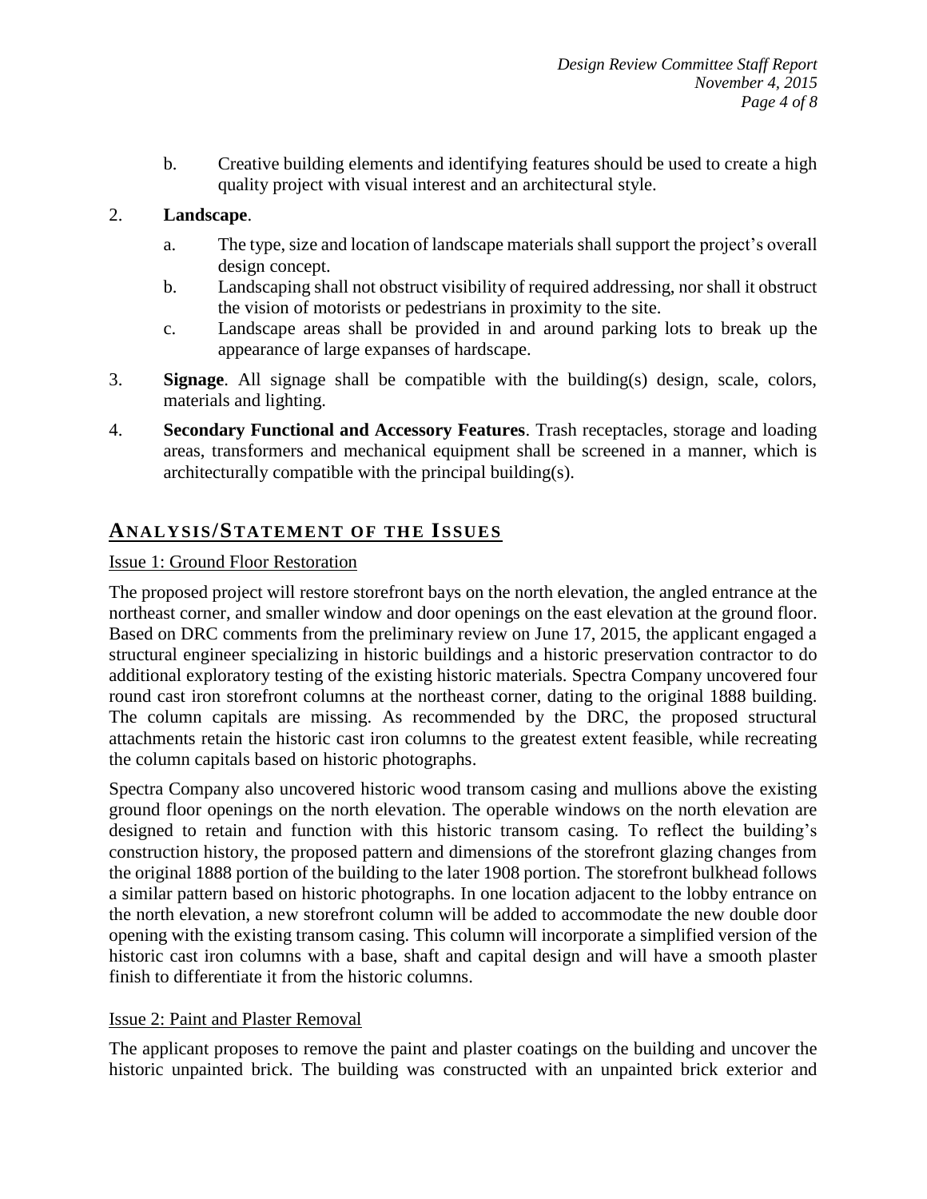b. Creative building elements and identifying features should be used to create a high quality project with visual interest and an architectural style.

2. **Landscape**.

   a. The type, size and location of landscape materials shall support the project's overall design concept.

   b. Landscaping shall not obstruct visibility of required addressing, nor shall it obstruct the vision of motorists or pedestrians in proximity to the site.

   c. Landscape areas shall be provided in and around parking lots to break up the appearance of large expanses of hardscape.

3. **Signage**. All signage shall be compatible with the building(s) design, scale, colors, materials and lighting.

4. **Secondary Functional and Accessory Features**. Trash receptacles, storage and loading areas, transformers and mechanical equipment shall be screened in a manner, which is architecturally compatible with the principal building(s).

## ANALYSIS/STATEMENT OF THE ISSUES

Issue 1: Ground Floor Restoration

The proposed project will restore storefront bays on the north elevation, the angled entrance at the northeast corner, and smaller window and door openings on the east elevation at the ground floor. Based on DRC comments from the preliminary review on June 17, 2015, the applicant engaged a structural engineer specializing in historic buildings and a historic preservation contractor to do additional exploratory testing of the existing historic materials. Spectra Company uncovered four round cast iron storefront columns at the northeast corner, dating to the original 1888 building. The column capitals are missing. As recommended by the DRC, the proposed structural attachments retain the historic cast iron columns to the greatest extent feasible, while recreating the column capitals based on historic photographs.

Spectra Company also uncovered historic wood transom casing and mullions above the existing ground floor openings on the north elevation. The operable windows on the north elevation are designed to retain and function with this historic transom casing. To reflect the building's construction history, the proposed pattern and dimensions of the storefront glazing changes from the original 1888 portion of the building to the later 1908 portion. The storefront bulkhead follows a similar pattern based on historic photographs. In one location adjacent to the lobby entrance on the north elevation, a new storefront column will be added to accommodate the new double door opening with the existing transom casing. This column will incorporate a simplified version of the historic cast iron columns with a base, shaft and capital design and will have a smooth plaster finish to differentiate it from the historic columns.

Issue 2: Paint and Plaster Removal

The applicant proposes to remove the paint and plaster coatings on the building and uncover the historic unpainted brick. The building was constructed with an unpainted brick exterior and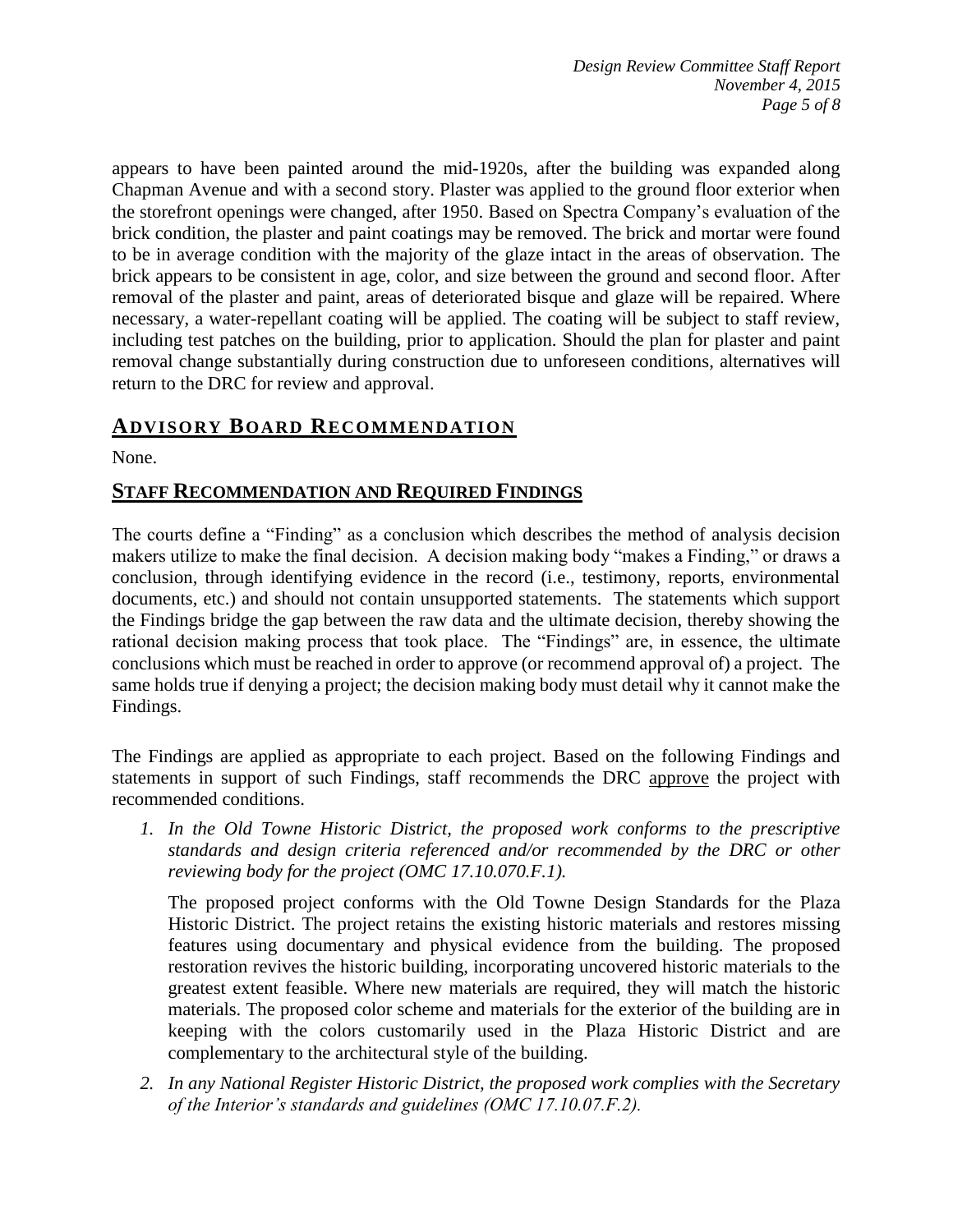appears to have been painted around the mid-1920s, after the building was expanded along Chapman Avenue and with a second story. Plaster was applied to the ground floor exterior when the storefront openings were changed, after 1950. Based on Spectra Company's evaluation of the brick condition, the plaster and paint coatings may be removed. The brick and mortar were found to be in average condition with the majority of the glaze intact in the areas of observation. The brick appears to be consistent in age, color, and size between the ground and second floor. After removal of the plaster and paint, areas of deteriorated bisque and glaze will be repaired. Where necessary, a water-repellant coating will be applied. The coating will be subject to staff review, including test patches on the building, prior to application. Should the plan for plaster and paint removal change substantially during construction due to unforeseen conditions, alternatives will return to the DRC for review and approval.

## ADVISORY BOARD RECOMMENDATION

None.

## STAFF RECOMMENDATION AND REQUIRED FINDINGS

The courts define a "Finding" as a conclusion which describes the method of analysis decision makers utilize to make the final decision. A decision making body "makes a Finding," or draws a conclusion, through identifying evidence in the record (i.e., testimony, reports, environmental documents, etc.) and should not contain unsupported statements. The statements which support the Findings bridge the gap between the raw data and the ultimate decision, thereby showing the rational decision making process that took place. The "Findings" are, in essence, the ultimate conclusions which must be reached in order to approve (or recommend approval of) a project. The same holds true if denying a project; the decision making body must detail why it cannot make the Findings.

The Findings are applied as appropriate to each project. Based on the following Findings and statements in support of such Findings, staff recommends the DRC <u>approve</u> the project with recommended conditions.

1. *In the Old Towne Historic District, the proposed work conforms to the prescriptive standards and design criteria referenced and/or recommended by the DRC or other reviewing body for the project (OMC 17.10.070.F.1).*

   The proposed project conforms with the Old Towne Design Standards for the Plaza Historic District. The project retains the existing historic materials and restores missing features using documentary and physical evidence from the building. The proposed restoration revives the historic building, incorporating uncovered historic materials to the greatest extent feasible. Where new materials are required, they will match the historic materials. The proposed color scheme and materials for the exterior of the building are in keeping with the colors customarily used in the Plaza Historic District and are complementary to the architectural style of the building.

2. *In any National Register Historic District, the proposed work complies with the Secretary of the Interior's standards and guidelines (OMC 17.10.07.F.2).*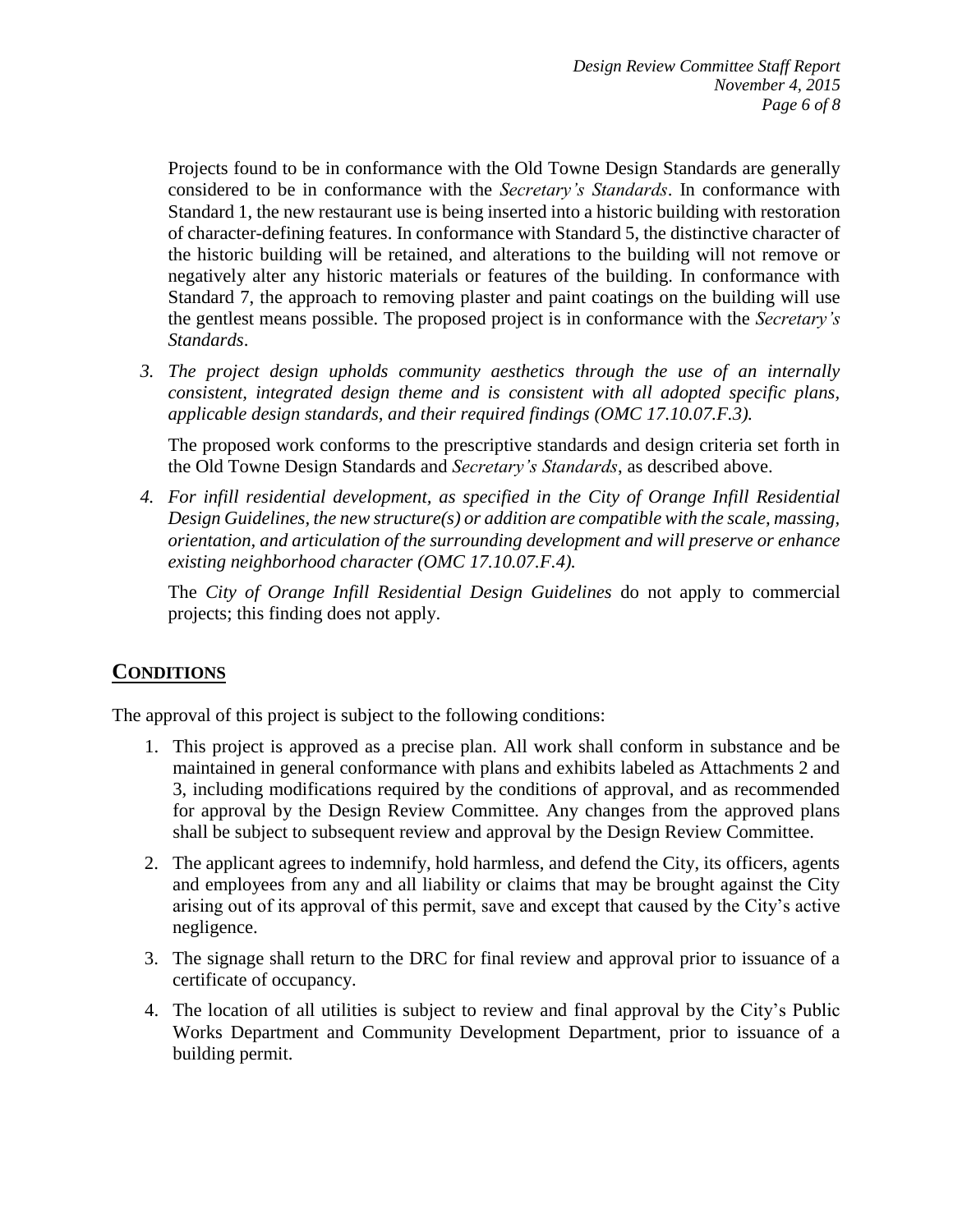Projects found to be in conformance with the Old Towne Design Standards are generally considered to be in conformance with the *Secretary's Standards*. In conformance with Standard 1, the new restaurant use is being inserted into a historic building with restoration of character-defining features. In conformance with Standard 5, the distinctive character of the historic building will be retained, and alterations to the building will not remove or negatively alter any historic materials or features of the building. In conformance with Standard 7, the approach to removing plaster and paint coatings on the building will use the gentlest means possible. The proposed project is in conformance with the *Secretary's Standards*.

3. *The project design upholds community aesthetics through the use of an internally consistent, integrated design theme and is consistent with all adopted specific plans, applicable design standards, and their required findings (OMC 17.10.07.F.3).*

   The proposed work conforms to the prescriptive standards and design criteria set forth in the Old Towne Design Standards and *Secretary's Standards*, as described above.

4. *For infill residential development, as specified in the City of Orange Infill Residential Design Guidelines, the new structure(s) or addition are compatible with the scale, massing, orientation, and articulation of the surrounding development and will preserve or enhance existing neighborhood character (OMC 17.10.07.F.4).*

   The *City of Orange Infill Residential Design Guidelines* do not apply to commercial projects; this finding does not apply.

## CONDITIONS

The approval of this project is subject to the following conditions:

1. This project is approved as a precise plan. All work shall conform in substance and be maintained in general conformance with plans and exhibits labeled as Attachments 2 and 3, including modifications required by the conditions of approval, and as recommended for approval by the Design Review Committee. Any changes from the approved plans shall be subject to subsequent review and approval by the Design Review Committee.
2. The applicant agrees to indemnify, hold harmless, and defend the City, its officers, agents and employees from any and all liability or claims that may be brought against the City arising out of its approval of this permit, save and except that caused by the City's active negligence.
3. The signage shall return to the DRC for final review and approval prior to issuance of a certificate of occupancy.
4. The location of all utilities is subject to review and final approval by the City's Public Works Department and Community Development Department, prior to issuance of a building permit.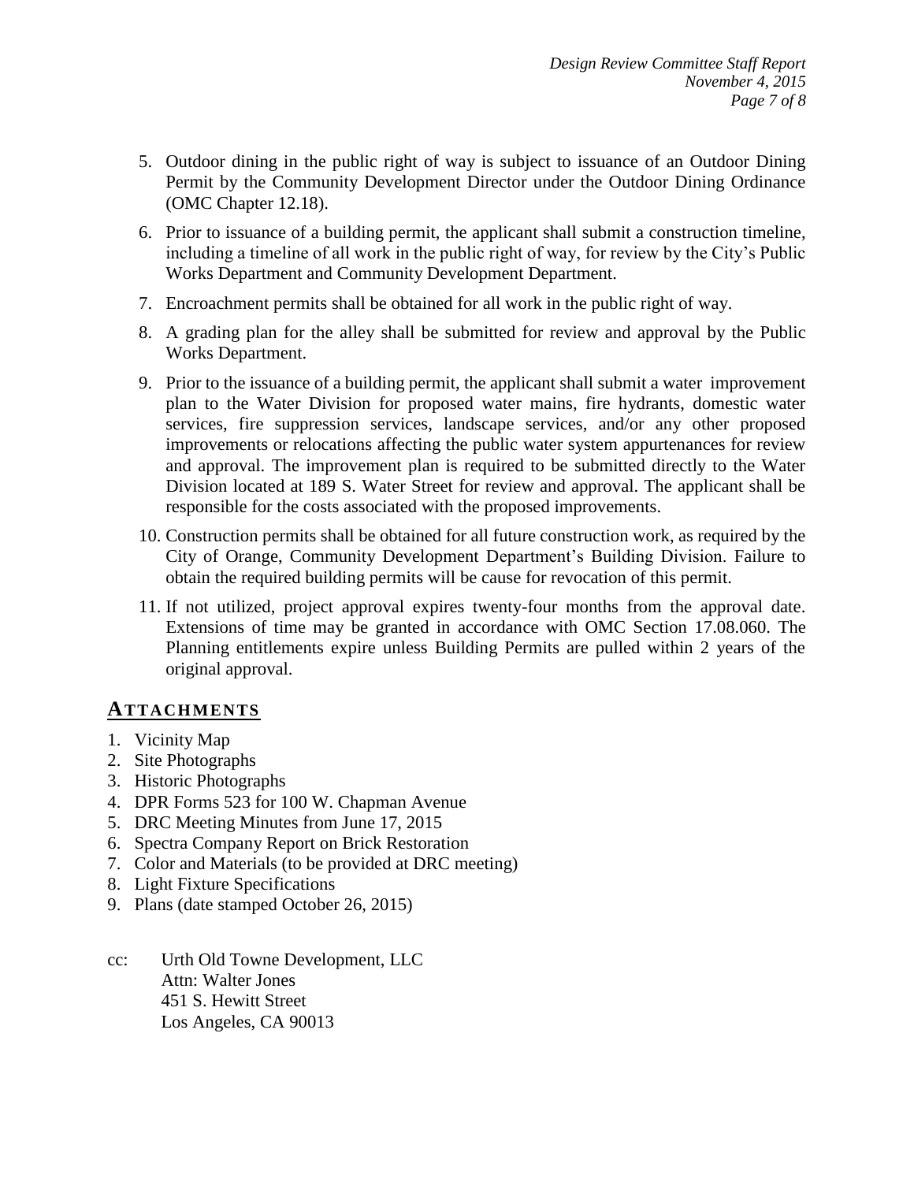5. Outdoor dining in the public right of way is subject to issuance of an Outdoor Dining Permit by the Community Development Director under the Outdoor Dining Ordinance (OMC Chapter 12.18).

6. Prior to issuance of a building permit, the applicant shall submit a construction timeline, including a timeline of all work in the public right of way, for review by the City's Public Works Department and Community Development Department.

7. Encroachment permits shall be obtained for all work in the public right of way.

8. A grading plan for the alley shall be submitted for review and approval by the Public Works Department.

9. Prior to the issuance of a building permit, the applicant shall submit a water improvement plan to the Water Division for proposed water mains, fire hydrants, domestic water services, fire suppression services, landscape services, and/or any other proposed improvements or relocations affecting the public water system appurtenances for review and approval. The improvement plan is required to be submitted directly to the Water Division located at 189 S. Water Street for review and approval. The applicant shall be responsible for the costs associated with the proposed improvements.

10. Construction permits shall be obtained for all future construction work, as required by the City of Orange, Community Development Department's Building Division. Failure to obtain the required building permits will be cause for revocation of this permit.

11. If not utilized, project approval expires twenty-four months from the approval date. Extensions of time may be granted in accordance with OMC Section 17.08.060. The Planning entitlements expire unless Building Permits are pulled within 2 years of the original approval.

## ATTACHMENTS

1. Vicinity Map
2. Site Photographs
3. Historic Photographs
4. DPR Forms 523 for 100 W. Chapman Avenue
5. DRC Meeting Minutes from June 17, 2015
6. Spectra Company Report on Brick Restoration
7. Color and Materials (to be provided at DRC meeting)
8. Light Fixture Specifications
9. Plans (date stamped October 26, 2015)

cc: Urth Old Towne Development, LLC
Attn: Walter Jones
451 S. Hewitt Street
Los Angeles, CA 90013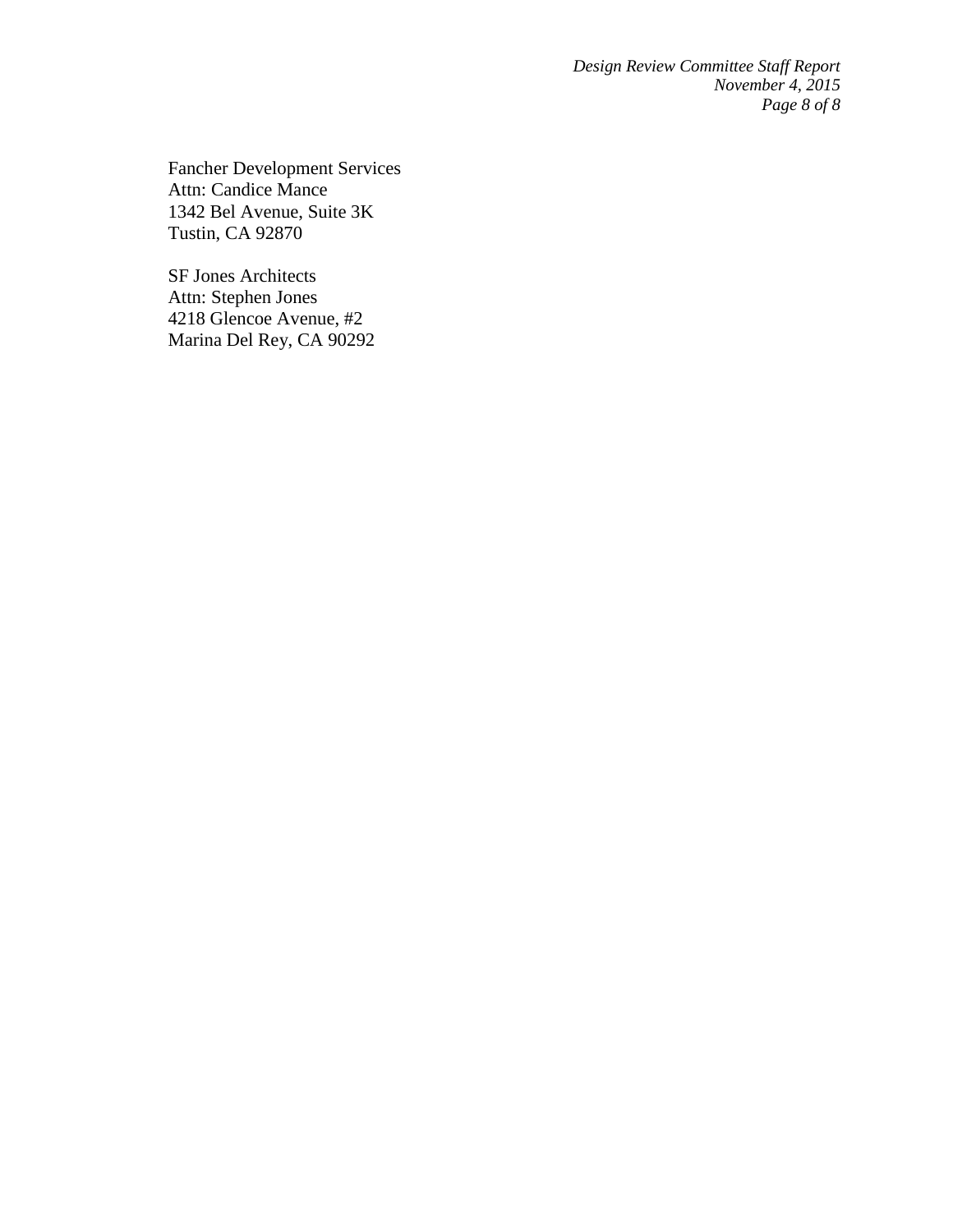Fancher Development Services
Attn: Candice Mance
1342 Bel Avenue, Suite 3K
Tustin, CA 92870

SF Jones Architects
Attn: Stephen Jones
4218 Glencoe Avenue, #2
Marina Del Rey, CA 90292